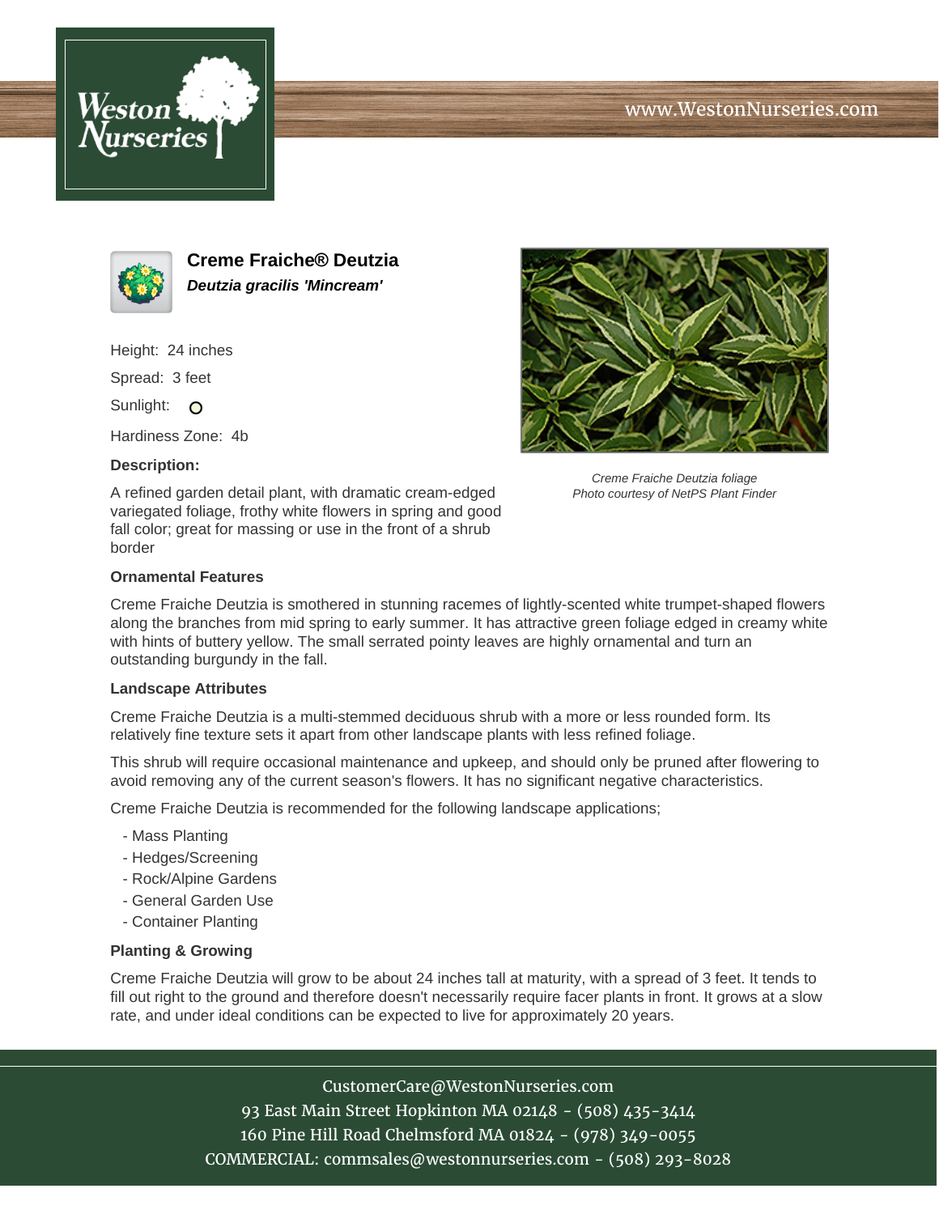www.WestonNurseries.com

# Creme Fraiche® Deutzia

***Deutzia gracilis 'Mincream'***

Height: 24 inches

Spread: 3 feet

Sunlight: O

Hardiness Zone: 4b

**Description:**

A refined garden detail plant, with dramatic cream-edged variegated foliage, frothy white flowers in spring and good fall color; great for massing or use in the front of a shrub border

*Creme Fraiche Deutzia foliage*
*Photo courtesy of NetPS Plant Finder*

### Ornamental Features

Creme Fraiche Deutzia is smothered in stunning racemes of lightly-scented white trumpet-shaped flowers along the branches from mid spring to early summer. It has attractive green foliage edged in creamy white with hints of buttery yellow. The small serrated pointy leaves are highly ornamental and turn an outstanding burgundy in the fall.

### Landscape Attributes

Creme Fraiche Deutzia is a multi-stemmed deciduous shrub with a more or less rounded form. Its relatively fine texture sets it apart from other landscape plants with less refined foliage.

This shrub will require occasional maintenance and upkeep, and should only be pruned after flowering to avoid removing any of the current season's flowers. It has no significant negative characteristics.

Creme Fraiche Deutzia is recommended for the following landscape applications;

- Mass Planting
- Hedges/Screening
- Rock/Alpine Gardens
- General Garden Use
- Container Planting

### Planting & Growing

Creme Fraiche Deutzia will grow to be about 24 inches tall at maturity, with a spread of 3 feet. It tends to fill out right to the ground and therefore doesn't necessarily require facer plants in front. It grows at a slow rate, and under ideal conditions can be expected to live for approximately 20 years.

CustomerCare@WestonNurseries.com
93 East Main Street Hopkinton MA 02148 - (508) 435-3414
160 Pine Hill Road Chelmsford MA 01824 - (978) 349-0055
COMMERCIAL: commsales@westonnurseries.com - (508) 293-8028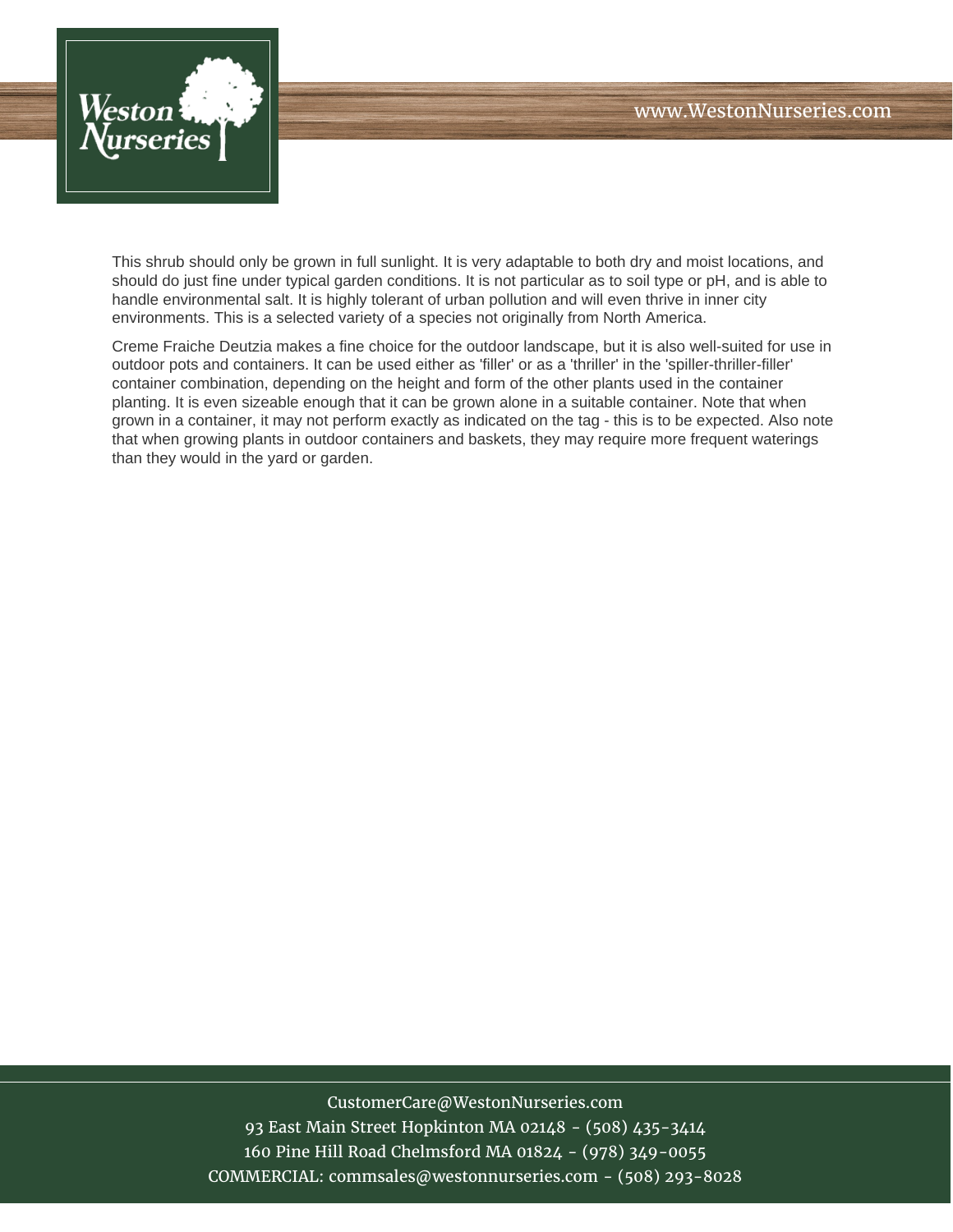This shrub should only be grown in full sunlight. It is very adaptable to both dry and moist locations, and should do just fine under typical garden conditions. It is not particular as to soil type or pH, and is able to handle environmental salt. It is highly tolerant of urban pollution and will even thrive in inner city environments. This is a selected variety of a species not originally from North America.

Creme Fraiche Deutzia makes a fine choice for the outdoor landscape, but it is also well-suited for use in outdoor pots and containers. It can be used either as 'filler' or as a 'thriller' in the 'spiller-thriller-filler' container combination, depending on the height and form of the other plants used in the container planting. It is even sizeable enough that it can be grown alone in a suitable container. Note that when grown in a container, it may not perform exactly as indicated on the tag - this is to be expected. Also note that when growing plants in outdoor containers and baskets, they may require more frequent waterings than they would in the yard or garden.